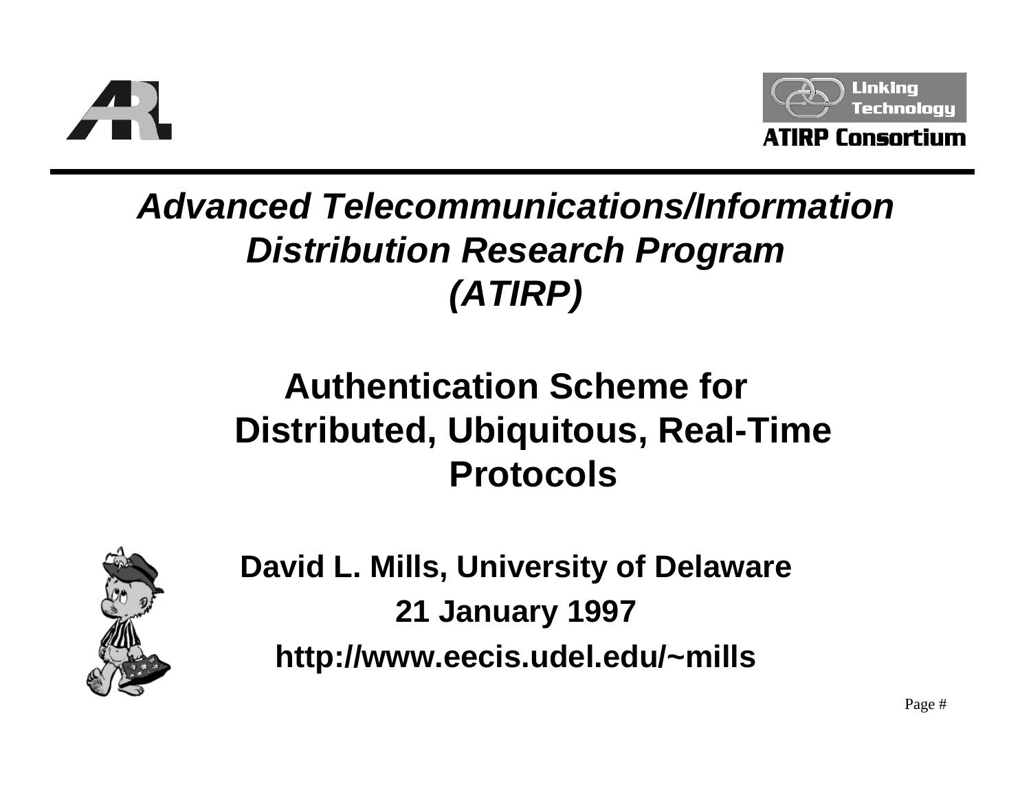ATIRP Consortium

Linking Technology

# *Advanced Telecommunications/Information Distribution Research Program (ATIRP)*

## Authentication Scheme for Distributed, Ubiquitous, Real-Time Protocols

**David L. Mills, University of Delaware**

**21 January 1997**

**http://www.eecis.udel.edu/~mills**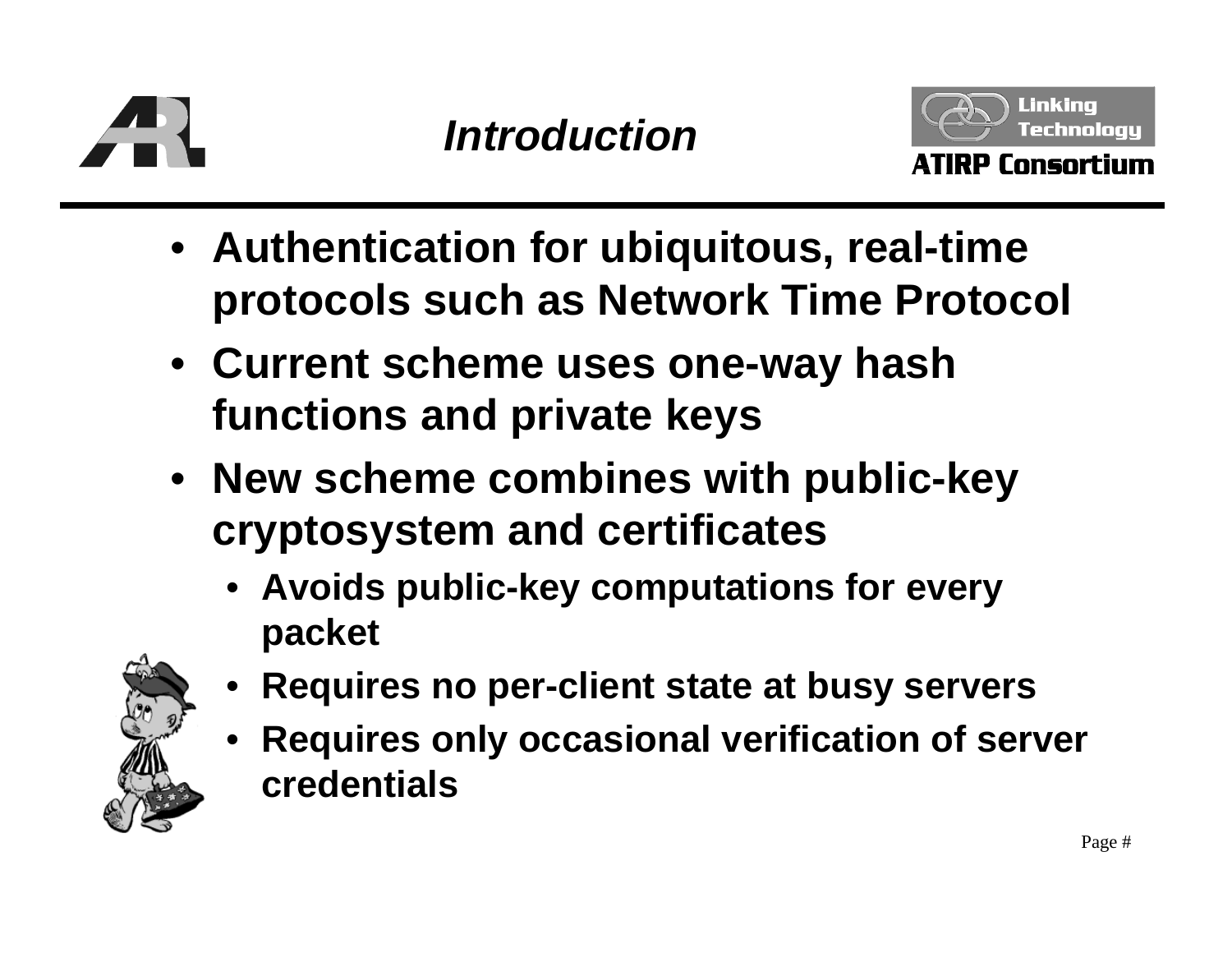# Introduction

- Authentication for ubiquitous, real-time protocols such as Network Time Protocol
- Current scheme uses one-way hash functions and private keys
- New scheme combines with public-key cryptosystem and certificates
  - Avoids public-key computations for every packet
  - Requires no per-client state at busy servers
  - Requires only occasional verification of server credentials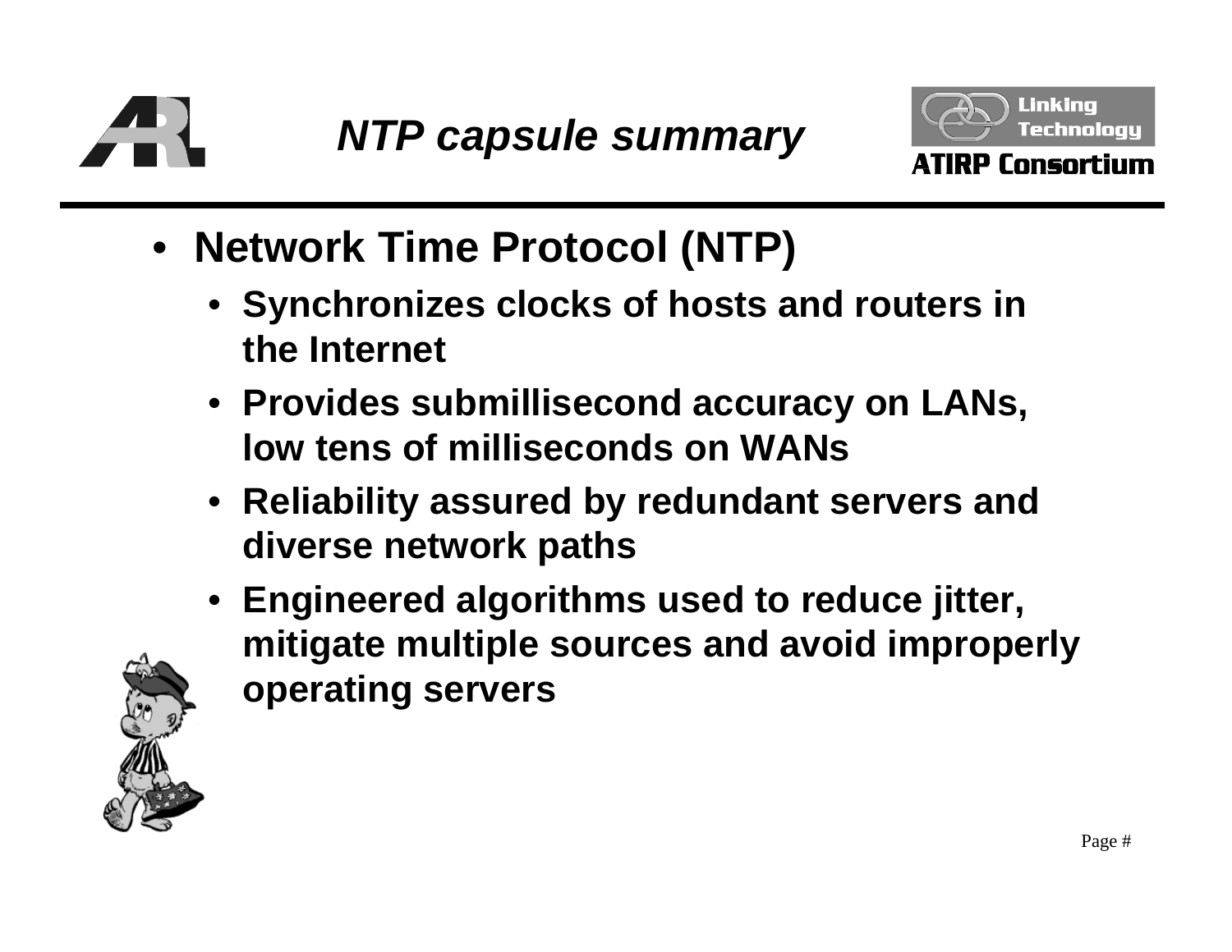# *NTP capsule summary*

- **Network Time Protocol (NTP)**
  - **Synchronizes clocks of hosts and routers in the Internet**
  - **Provides submillisecond accuracy on LANs, low tens of milliseconds on WANs**
  - **Reliability assured by redundant servers and diverse network paths**
  - **Engineered algorithms used to reduce jitter, mitigate multiple sources and avoid improperly operating servers**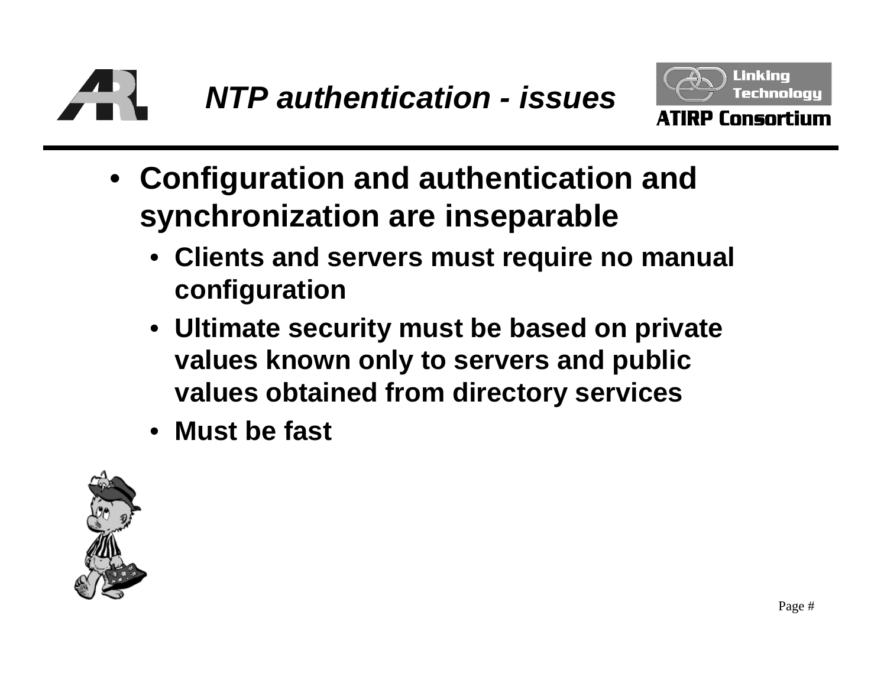# *NTP authentication - issues*

- **Configuration and authentication and synchronization are inseparable**
  - **Clients and servers must require no manual configuration**
  - **Ultimate security must be based on private values known only to servers and public values obtained from directory services**
  - **Must be fast**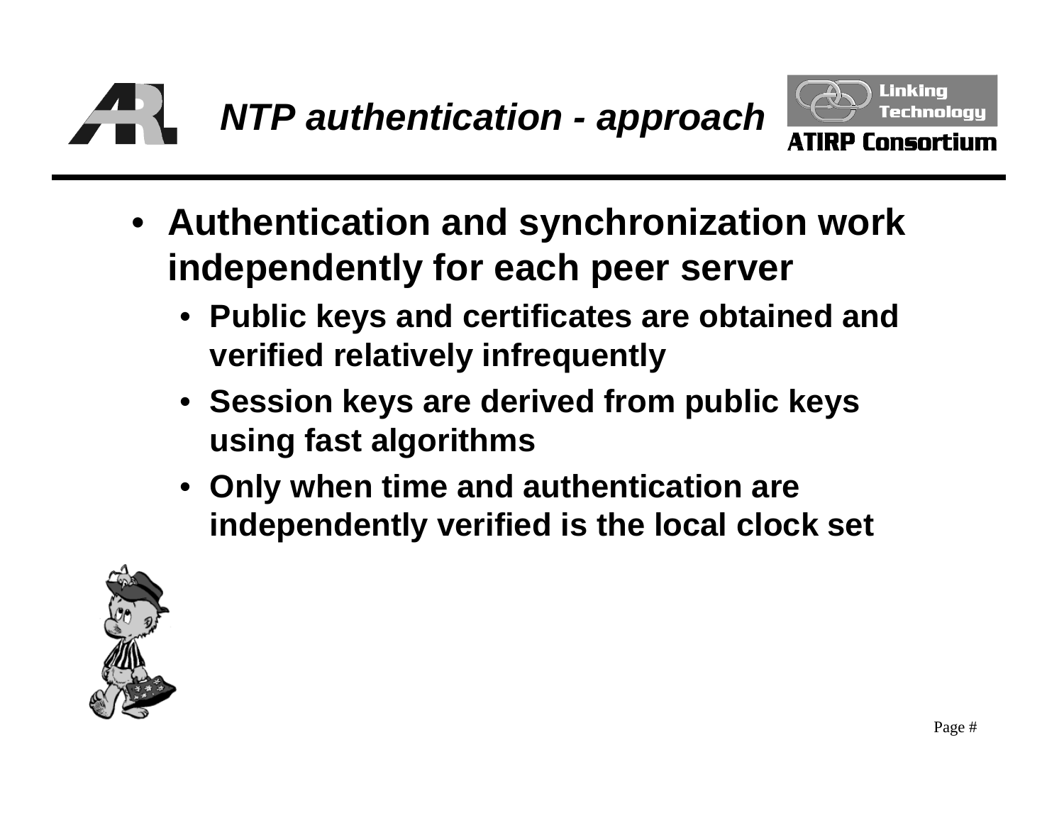# *NTP authentication - approach*

- **Authentication and synchronization work independently for each peer server**
  - **Public keys and certificates are obtained and verified relatively infrequently**
  - **Session keys are derived from public keys using fast algorithms**
  - **Only when time and authentication are independently verified is the local clock set**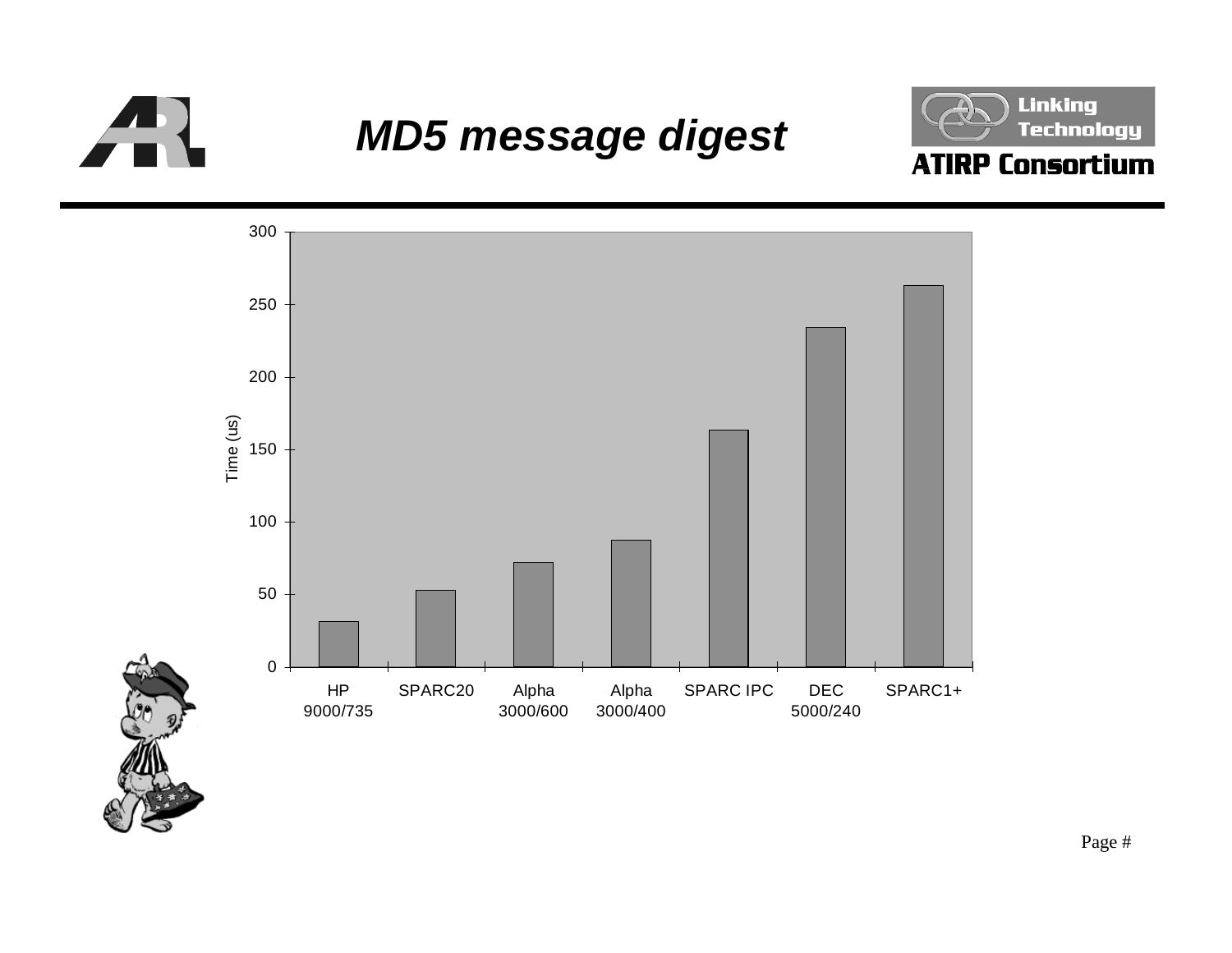# MD5 message digest

| Machine | Time (us) |
|---|---|
| HP 9000/735 | ~31 |
| SPARC20 | ~53 |
| Alpha 3000/600 | ~72 |
| Alpha 3000/400 | ~87 |
| SPARC IPC | ~163 |
| DEC 5000/240 | ~234 |
| SPARC1+ | ~263 |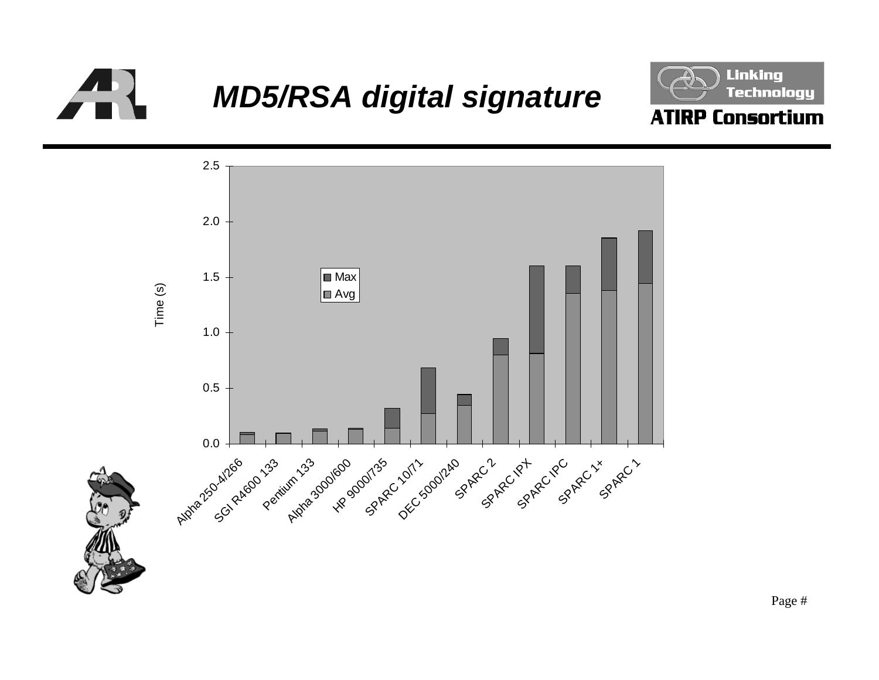# MD5/RSA digital signature

| Platform | Avg (s) | Max (s) |
| --- | --- | --- |
| Alpha 250-4/266 | 0.08 | 0.10 |
| SGI R4600 133 | 0.09 | 0.10 |
| Pentium 133 | 0.11 | 0.13 |
| Alpha 3000/600 | 0.13 | 0.14 |
| HP 9000/735 | 0.14 | 0.32 |
| SPARC 10/71 | 0.27 | 0.68 |
| DEC 5000/240 | 0.34 | 0.44 |
| SPARC 2 | 0.80 | 0.94 |
| SPARC IPX | 0.81 | 1.60 |
| SPARC IPC | 1.35 | 1.60 |
| SPARC 1+ | 1.38 | 1.85 |
| SPARC 1 | 1.44 | 1.92 |

Time (s)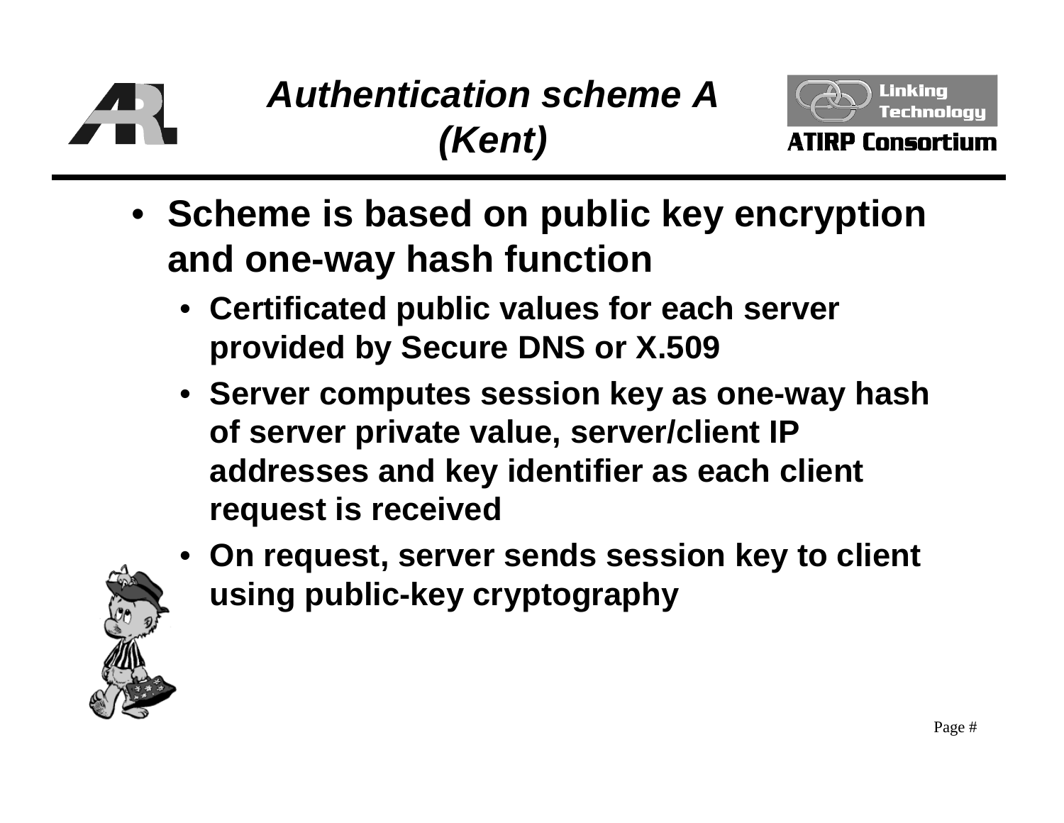# *Authentication scheme A (Kent)*

- **Scheme is based on public key encryption and one-way hash function**
  - **Certificated public values for each server provided by Secure DNS or X.509**
  - **Server computes session key as one-way hash of server private value, server/client IP addresses and key identifier as each client request is received**
  - **On request, server sends session key to client using public-key cryptography**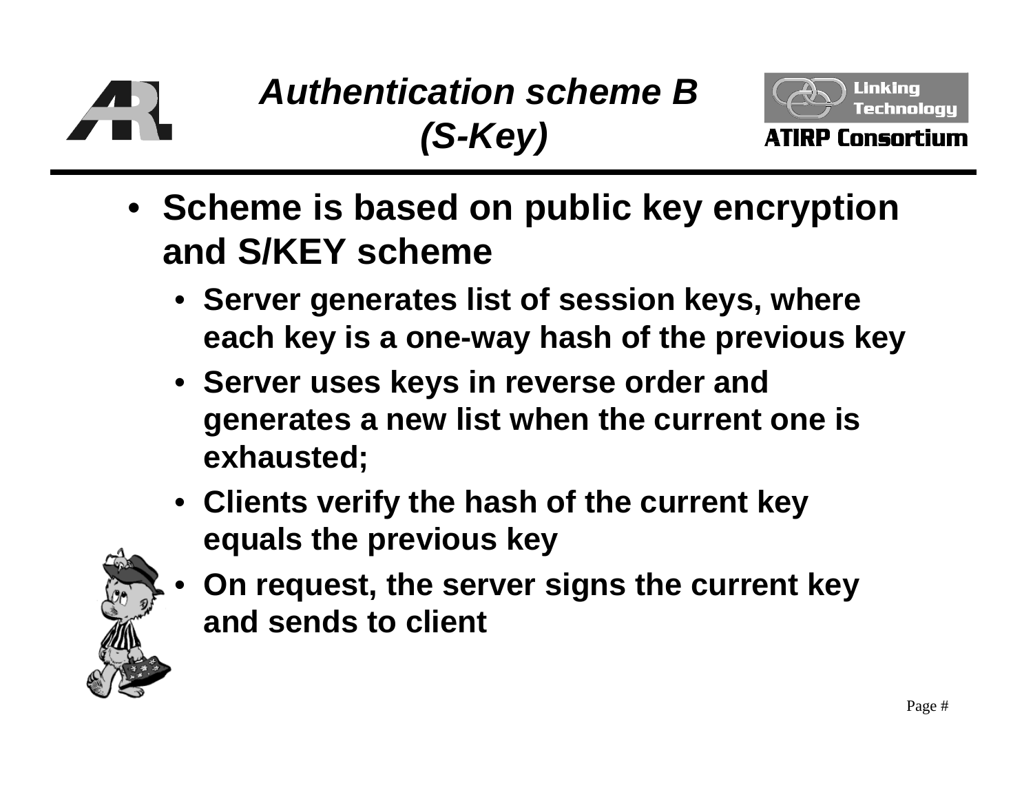# *Authentication scheme B (S-Key)*

- **Scheme is based on public key encryption and S/KEY scheme**
  - **Server generates list of session keys, where each key is a one-way hash of the previous key**
  - **Server uses keys in reverse order and generates a new list when the current one is exhausted;**
  - **Clients verify the hash of the current key equals the previous key**
  - **On request, the server signs the current key and sends to client**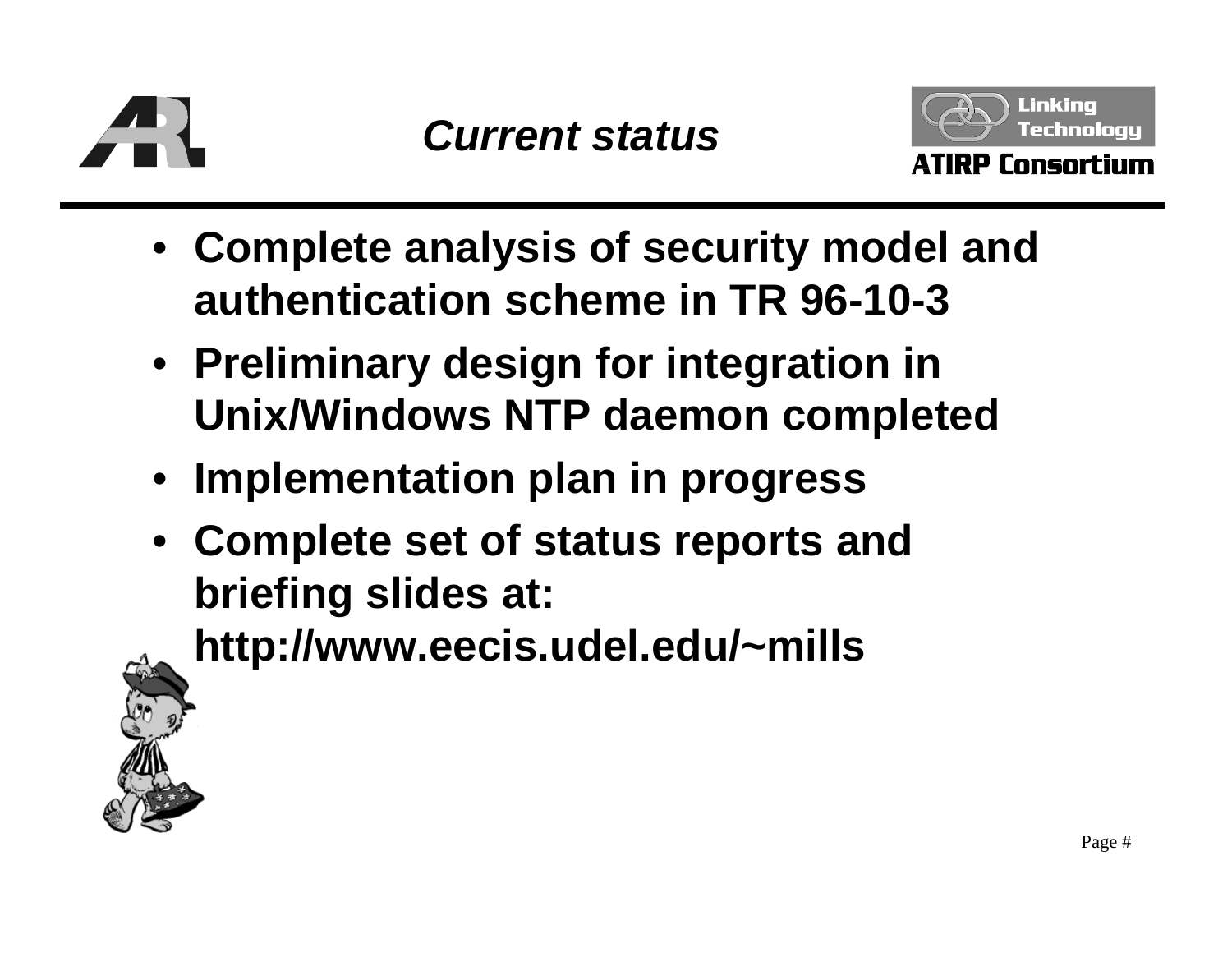# *Current status*

- **Complete analysis of security model and authentication scheme in TR 96-10-3**
- **Preliminary design for integration in Unix/Windows NTP daemon completed**
- **Implementation plan in progress**
- **Complete set of status reports and briefing slides at: http://www.eecis.udel.edu/~mills**